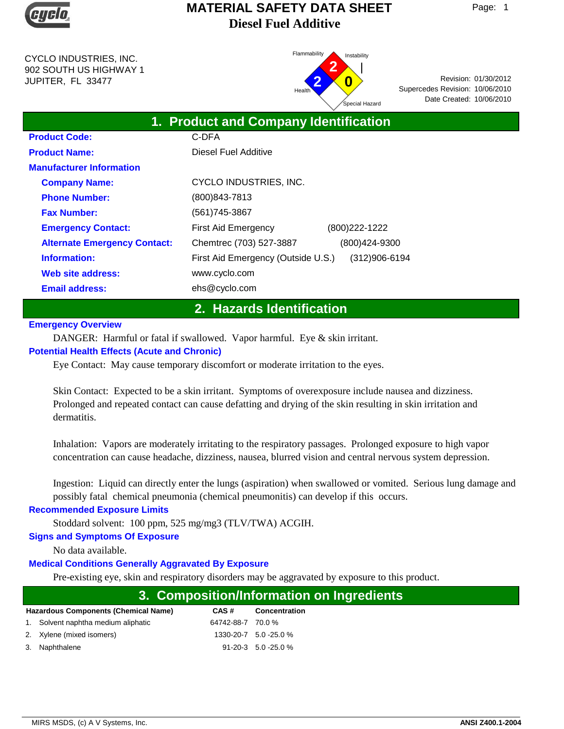# MATERIAL SAFETY DATA SHEET
## Diesel Fuel Additive

CYCLO INDUSTRIES, INC.
902 SOUTH US HIGHWAY 1
JUPITER, FL 33477

Flammability: 2
Health: 2
Instability: 0
Special Hazard:

Revision: 01/30/2012
Supercedes Revision: 10/06/2010
Date Created: 10/06/2010

## 1. Product and Company Identification

**Product Code:** C-DFA

**Product Name:** Diesel Fuel Additive

**Manufacturer Information**

**Company Name:** CYCLO INDUSTRIES, INC.

**Phone Number:** (800)843-7813

**Fax Number:** (561)745-3867

**Emergency Contact:** First Aid Emergency (800)222-1222

**Alternate Emergency Contact:** Chemtrec (703) 527-3887 (800)424-9300

**Information:** First Aid Emergency (Outside U.S.) (312)906-6194

**Web site address:** www.cyclo.com

**Email address:** ehs@cyclo.com

## 2. Hazards Identification

**Emergency Overview**

DANGER: Harmful or fatal if swallowed. Vapor harmful. Eye & skin irritant.

**Potential Health Effects (Acute and Chronic)**

Eye Contact: May cause temporary discomfort or moderate irritation to the eyes.

Skin Contact: Expected to be a skin irritant. Symptoms of overexposure include nausea and dizziness. Prolonged and repeated contact can cause defatting and drying of the skin resulting in skin irritation and dermatitis.

Inhalation: Vapors are moderately irritating to the respiratory passages. Prolonged exposure to high vapor concentration can cause headache, dizziness, nausea, blurred vision and central nervous system depression.

Ingestion: Liquid can directly enter the lungs (aspiration) when swallowed or vomited. Serious lung damage and possibly fatal chemical pneumonia (chemical pneumonitis) can develop if this occurs.

**Recommended Exposure Limits**

Stoddard solvent: 100 ppm, 525 mg/mg3 (TLV/TWA) ACGIH.

**Signs and Symptoms Of Exposure**

No data available.

**Medical Conditions Generally Aggravated By Exposure**

Pre-existing eye, skin and respiratory disorders may be aggravated by exposure to this product.

## 3. Composition/Information on Ingredients

| Hazardous Components (Chemical Name) | CAS # | Concentration |
|---|---|---|
| 1. Solvent naphtha medium aliphatic | 64742-88-7 | 70.0 % |
| 2. Xylene (mixed isomers) | 1330-20-7 | 5.0 -25.0 % |
| 3. Naphthalene | 91-20-3 | 5.0 -25.0 % |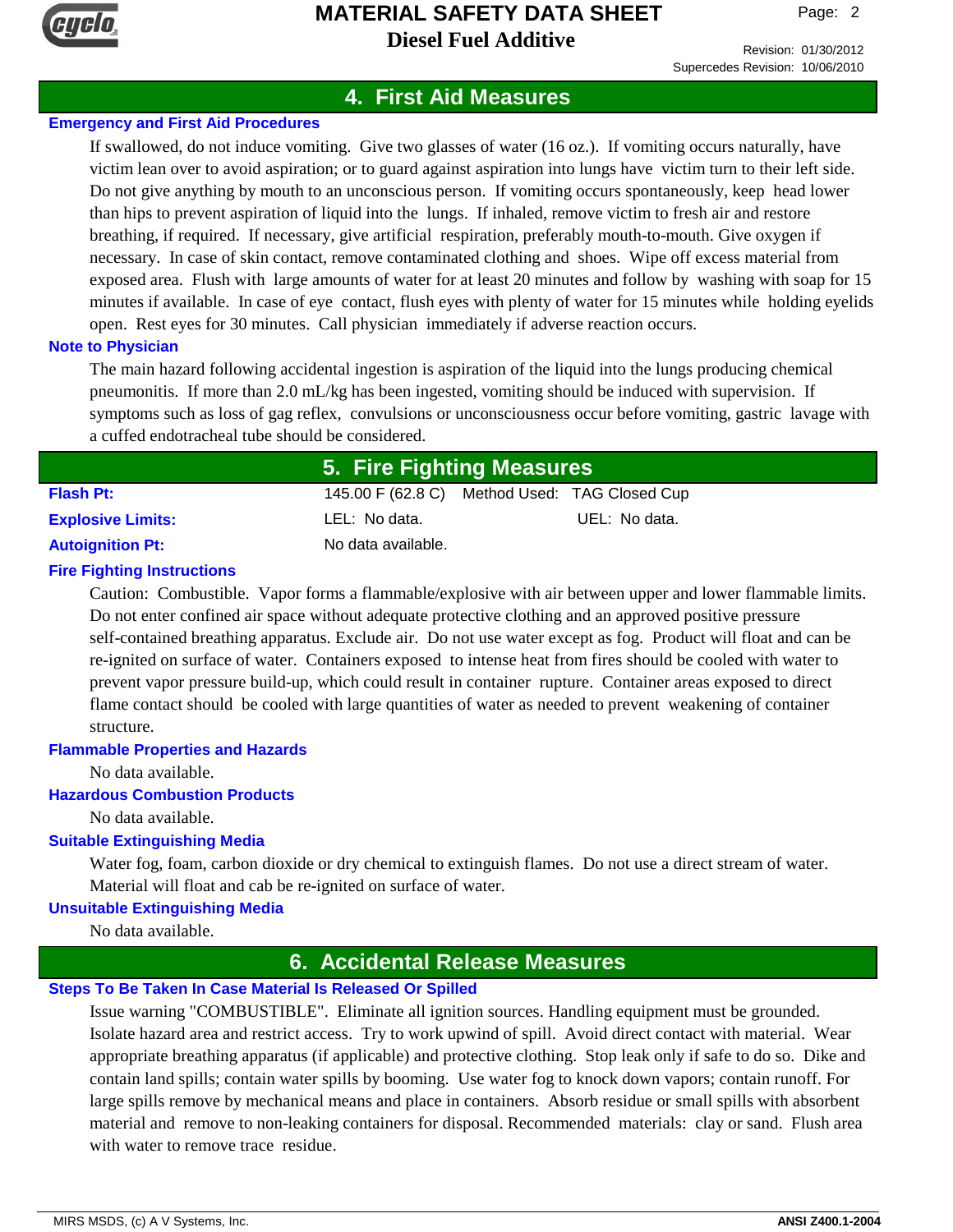## 4. First Aid Measures

### Emergency and First Aid Procedures

If swallowed, do not induce vomiting. Give two glasses of water (16 oz.). If vomiting occurs naturally, have victim lean over to avoid aspiration; or to guard against aspiration into lungs have victim turn to their left side. Do not give anything by mouth to an unconscious person. If vomiting occurs spontaneously, keep head lower than hips to prevent aspiration of liquid into the lungs. If inhaled, remove victim to fresh air and restore breathing, if required. If necessary, give artificial respiration, preferably mouth-to-mouth. Give oxygen if necessary. In case of skin contact, remove contaminated clothing and shoes. Wipe off excess material from exposed area. Flush with large amounts of water for at least 20 minutes and follow by washing with soap for 15 minutes if available. In case of eye contact, flush eyes with plenty of water for 15 minutes while holding eyelids open. Rest eyes for 30 minutes. Call physician immediately if adverse reaction occurs.

### Note to Physician

The main hazard following accidental ingestion is aspiration of the liquid into the lungs producing chemical pneumonitis. If more than 2.0 mL/kg has been ingested, vomiting should be induced with supervision. If symptoms such as loss of gag reflex, convulsions or unconsciousness occur before vomiting, gastric lavage with a cuffed endotracheal tube should be considered.

## 5. Fire Fighting Measures

| | | |
|---|---|---|
| **Flash Pt:** | 145.00 F (62.8 C) Method Used: TAG Closed Cup | |
| **Explosive Limits:** | LEL: No data. | UEL: No data. |
| **Autoignition Pt:** | No data available. | |

### Fire Fighting Instructions

Caution: Combustible. Vapor forms a flammable/explosive with air between upper and lower flammable limits. Do not enter confined air space without adequate protective clothing and an approved positive pressure self-contained breathing apparatus. Exclude air. Do not use water except as fog. Product will float and can be re-ignited on surface of water. Containers exposed to intense heat from fires should be cooled with water to prevent vapor pressure build-up, which could result in container rupture. Container areas exposed to direct flame contact should be cooled with large quantities of water as needed to prevent weakening of container structure.

### Flammable Properties and Hazards

No data available.

### Hazardous Combustion Products

No data available.

### Suitable Extinguishing Media

Water fog, foam, carbon dioxide or dry chemical to extinguish flames. Do not use a direct stream of water. Material will float and cab be re-ignited on surface of water.

### Unsuitable Extinguishing Media

No data available.

## 6. Accidental Release Measures

### Steps To Be Taken In Case Material Is Released Or Spilled

Issue warning "COMBUSTIBLE". Eliminate all ignition sources. Handling equipment must be grounded. Isolate hazard area and restrict access. Try to work upwind of spill. Avoid direct contact with material. Wear appropriate breathing apparatus (if applicable) and protective clothing. Stop leak only if safe to do so. Dike and contain land spills; contain water spills by booming. Use water fog to knock down vapors; contain runoff. For large spills remove by mechanical means and place in containers. Absorb residue or small spills with absorbent material and remove to non-leaking containers for disposal. Recommended materials: clay or sand. Flush area with water to remove trace residue.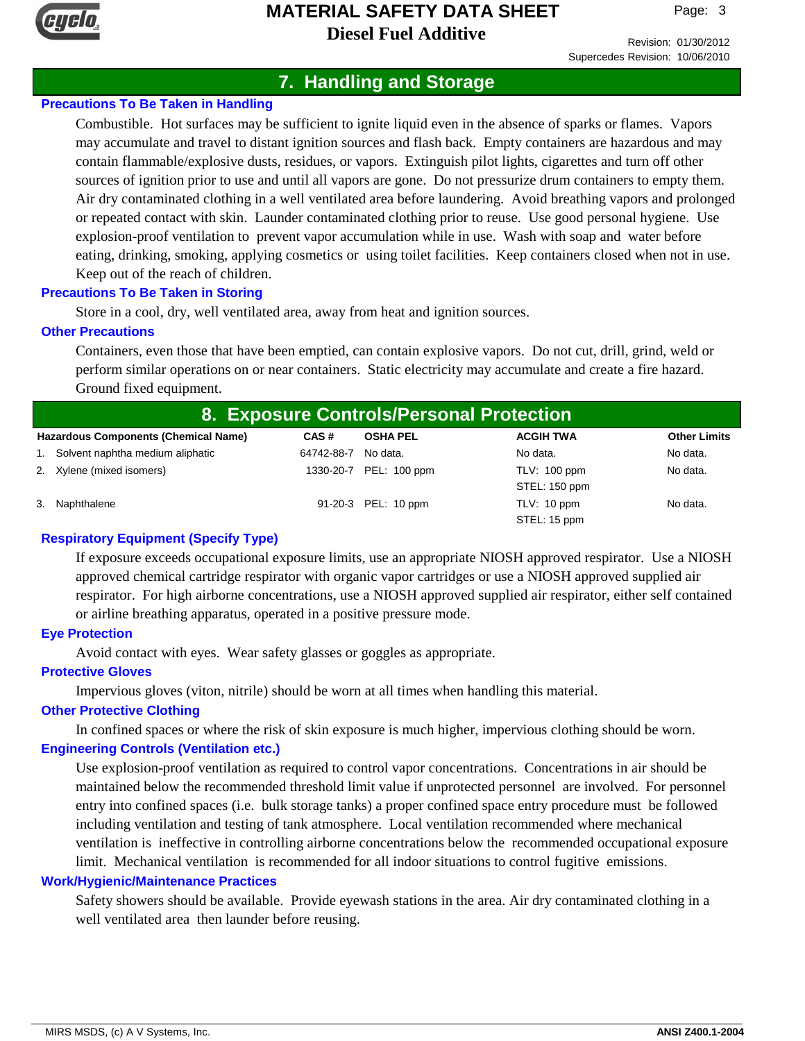## 7. Handling and Storage

### Precautions To Be Taken in Handling

Combustible. Hot surfaces may be sufficient to ignite liquid even in the absence of sparks or flames. Vapors may accumulate and travel to distant ignition sources and flash back. Empty containers are hazardous and may contain flammable/explosive dusts, residues, or vapors. Extinguish pilot lights, cigarettes and turn off other sources of ignition prior to use and until all vapors are gone. Do not pressurize drum containers to empty them. Air dry contaminated clothing in a well ventilated area before laundering. Avoid breathing vapors and prolonged or repeated contact with skin. Launder contaminated clothing prior to reuse. Use good personal hygiene. Use explosion-proof ventilation to prevent vapor accumulation while in use. Wash with soap and water before eating, drinking, smoking, applying cosmetics or using toilet facilities. Keep containers closed when not in use. Keep out of the reach of children.

### Precautions To Be Taken in Storing

Store in a cool, dry, well ventilated area, away from heat and ignition sources.

### Other Precautions

Containers, even those that have been emptied, can contain explosive vapors. Do not cut, drill, grind, weld or perform similar operations on or near containers. Static electricity may accumulate and create a fire hazard. Ground fixed equipment.

## 8. Exposure Controls/Personal Protection

| Hazardous Components (Chemical Name) | CAS # | OSHA PEL | ACGIH TWA | Other Limits |
|---|---|---|---|---|
| 1. Solvent naphtha medium aliphatic | 64742-88-7 | No data. | No data. | No data. |
| 2. Xylene (mixed isomers) | 1330-20-7 | PEL: 100 ppm | TLV: 100 ppm<br>STEL: 150 ppm | No data. |
| 3. Naphthalene | 91-20-3 | PEL: 10 ppm | TLV: 10 ppm<br>STEL: 15 ppm | No data. |

### Respiratory Equipment (Specify Type)

If exposure exceeds occupational exposure limits, use an appropriate NIOSH approved respirator. Use a NIOSH approved chemical cartridge respirator with organic vapor cartridges or use a NIOSH approved supplied air respirator. For high airborne concentrations, use a NIOSH approved supplied air respirator, either self contained or airline breathing apparatus, operated in a positive pressure mode.

### Eye Protection

Avoid contact with eyes. Wear safety glasses or goggles as appropriate.

### Protective Gloves

Impervious gloves (viton, nitrile) should be worn at all times when handling this material.

### Other Protective Clothing

In confined spaces or where the risk of skin exposure is much higher, impervious clothing should be worn.

### Engineering Controls (Ventilation etc.)

Use explosion-proof ventilation as required to control vapor concentrations. Concentrations in air should be maintained below the recommended threshold limit value if unprotected personnel are involved. For personnel entry into confined spaces (i.e. bulk storage tanks) a proper confined space entry procedure must be followed including ventilation and testing of tank atmosphere. Local ventilation recommended where mechanical ventilation is ineffective in controlling airborne concentrations below the recommended occupational exposure limit. Mechanical ventilation is recommended for all indoor situations to control fugitive emissions.

### Work/Hygienic/Maintenance Practices

Safety showers should be available. Provide eyewash stations in the area. Air dry contaminated clothing in a well ventilated area then launder before reusing.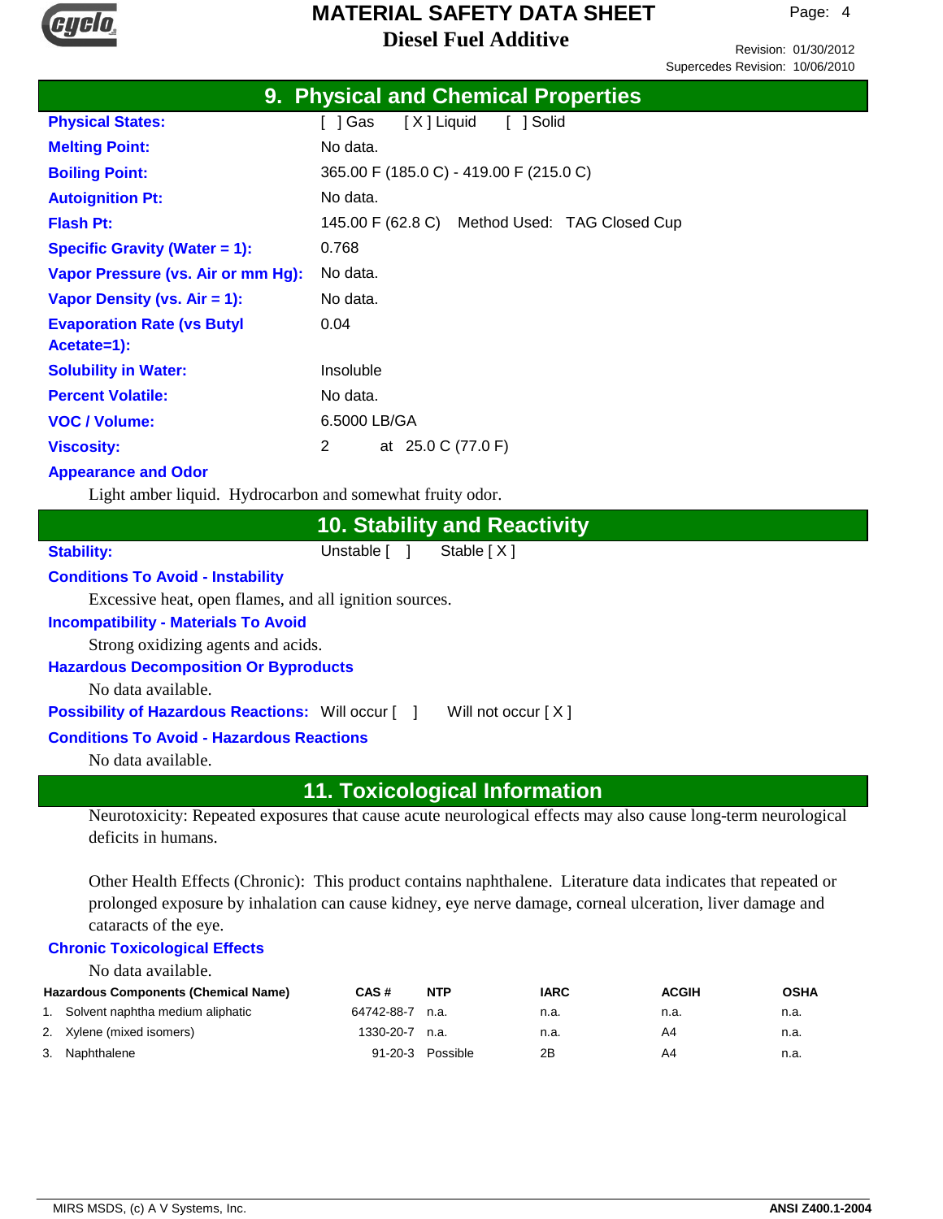## 9. Physical and Chemical Properties

| | |
|---|---|
| **Physical States:** | [ ] Gas [ X ] Liquid [ ] Solid |
| **Melting Point:** | No data. |
| **Boiling Point:** | 365.00 F (185.0 C) - 419.00 F (215.0 C) |
| **Autoignition Pt:** | No data. |
| **Flash Pt:** | 145.00 F (62.8 C) Method Used: TAG Closed Cup |
| **Specific Gravity (Water = 1):** | 0.768 |
| **Vapor Pressure (vs. Air or mm Hg):** | No data. |
| **Vapor Density (vs. Air = 1):** | No data. |
| **Evaporation Rate (vs Butyl Acetate=1):** | 0.04 |
| **Solubility in Water:** | Insoluble |
| **Percent Volatile:** | No data. |
| **VOC / Volume:** | 6.5000 LB/GA |
| **Viscosity:** | 2 at 25.0 C (77.0 F) |

**Appearance and Odor**

Light amber liquid. Hydrocarbon and somewhat fruity odor.

## 10. Stability and Reactivity

**Stability:** Unstable [ ] Stable [ X ]

**Conditions To Avoid - Instability**

Excessive heat, open flames, and all ignition sources.

**Incompatibility - Materials To Avoid**

Strong oxidizing agents and acids.

**Hazardous Decomposition Or Byproducts**

No data available.

**Possibility of Hazardous Reactions:** Will occur [ ] Will not occur [ X ]

**Conditions To Avoid - Hazardous Reactions**

No data available.

## 11. Toxicological Information

Neurotoxicity: Repeated exposures that cause acute neurological effects may also cause long-term neurological deficits in humans.

Other Health Effects (Chronic): This product contains naphthalene. Literature data indicates that repeated or prolonged exposure by inhalation can cause kidney, eye nerve damage, corneal ulceration, liver damage and cataracts of the eye.

**Chronic Toxicological Effects**

No data available.

| Hazardous Components (Chemical Name) | CAS # | NTP | IARC | ACGIH | OSHA |
|---|---|---|---|---|---|
| 1. Solvent naphtha medium aliphatic | 64742-88-7 | n.a. | n.a. | n.a. | n.a. |
| 2. Xylene (mixed isomers) | 1330-20-7 | n.a. | n.a. | A4 | n.a. |
| 3. Naphthalene | 91-20-3 | Possible | 2B | A4 | n.a. |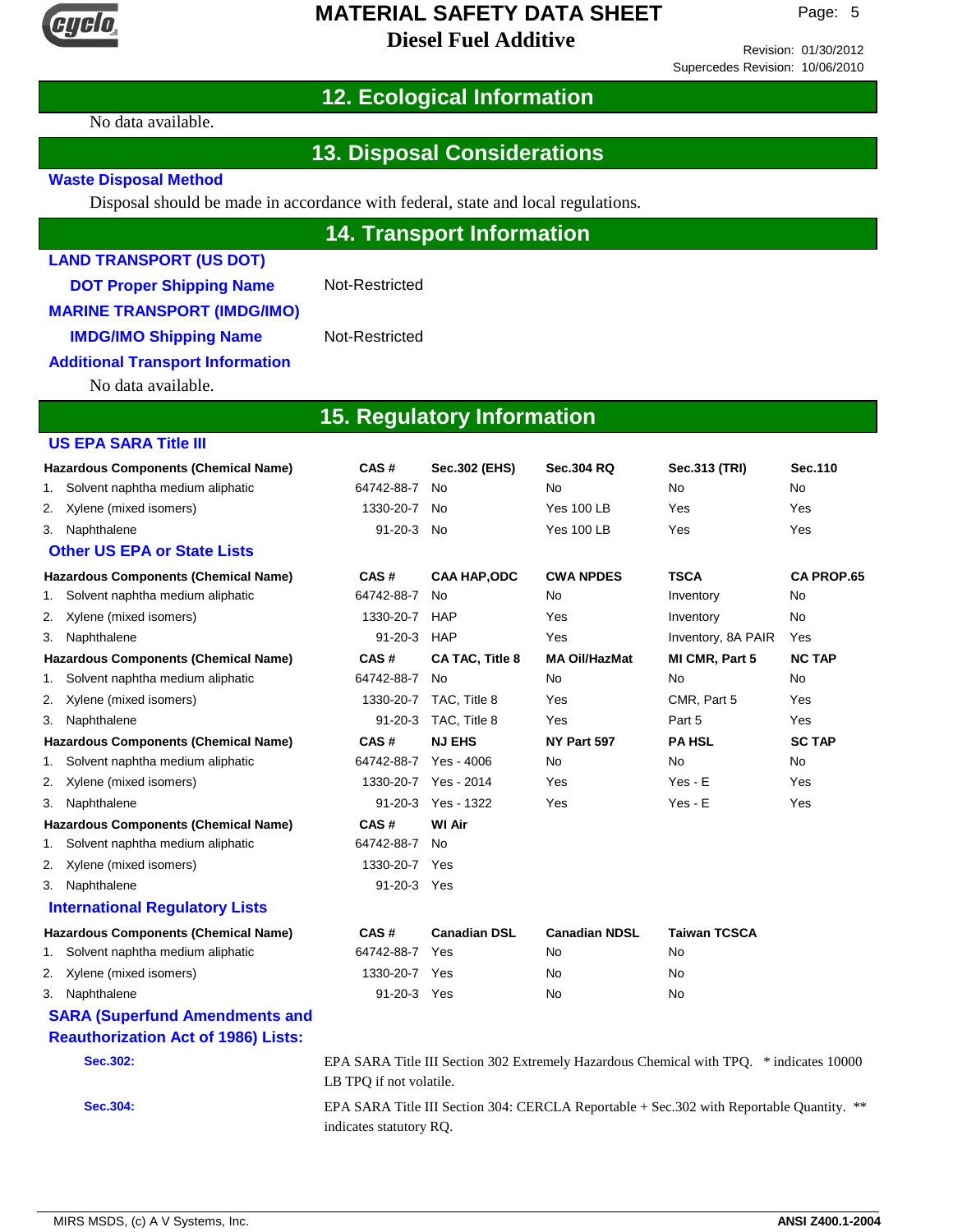## 12. Ecological Information

No data available.

## 13. Disposal Considerations

### Waste Disposal Method

Disposal should be made in accordance with federal, state and local regulations.

## 14. Transport Information

### LAND TRANSPORT (US DOT)

**DOT Proper Shipping Name** Not-Restricted

### MARINE TRANSPORT (IMDG/IMO)

**IMDG/IMO Shipping Name** Not-Restricted

### Additional Transport Information

No data available.

## 15. Regulatory Information

### US EPA SARA Title III

| Hazardous Components (Chemical Name) | CAS # | Sec.302 (EHS) | Sec.304 RQ | Sec.313 (TRI) | Sec.110 |
|---|---|---|---|---|---|
| 1. Solvent naphtha medium aliphatic | 64742-88-7 | No | No | No | No |
| 2. Xylene (mixed isomers) | 1330-20-7 | No | Yes 100 LB | Yes | Yes |
| 3. Naphthalene | 91-20-3 | No | Yes 100 LB | Yes | Yes |

### Other US EPA or State Lists

| Hazardous Components (Chemical Name) | CAS # | CAA HAP,ODC | CWA NPDES | TSCA | CA PROP.65 |
|---|---|---|---|---|---|
| 1. Solvent naphtha medium aliphatic | 64742-88-7 | No | No | Inventory | No |
| 2. Xylene (mixed isomers) | 1330-20-7 | HAP | Yes | Inventory | No |
| 3. Naphthalene | 91-20-3 | HAP | Yes | Inventory, 8A PAIR | Yes |

| Hazardous Components (Chemical Name) | CAS # | CA TAC, Title 8 | MA Oil/HazMat | MI CMR, Part 5 | NC TAP |
|---|---|---|---|---|---|
| 1. Solvent naphtha medium aliphatic | 64742-88-7 | No | No | No | No |
| 2. Xylene (mixed isomers) | 1330-20-7 | TAC, Title 8 | Yes | CMR, Part 5 | Yes |
| 3. Naphthalene | 91-20-3 | TAC, Title 8 | Yes | Part 5 | Yes |

| Hazardous Components (Chemical Name) | CAS # | NJ EHS | NY Part 597 | PA HSL | SC TAP |
|---|---|---|---|---|---|
| 1. Solvent naphtha medium aliphatic | 64742-88-7 | Yes - 4006 | No | No | No |
| 2. Xylene (mixed isomers) | 1330-20-7 | Yes - 2014 | Yes | Yes - E | Yes |
| 3. Naphthalene | 91-20-3 | Yes - 1322 | Yes | Yes - E | Yes |

| Hazardous Components (Chemical Name) | CAS # | WI Air |
|---|---|---|
| 1. Solvent naphtha medium aliphatic | 64742-88-7 | No |
| 2. Xylene (mixed isomers) | 1330-20-7 | Yes |
| 3. Naphthalene | 91-20-3 | Yes |

### International Regulatory Lists

| Hazardous Components (Chemical Name) | CAS # | Canadian DSL | Canadian NDSL | Taiwan TCSCA |
|---|---|---|---|---|
| 1. Solvent naphtha medium aliphatic | 64742-88-7 | Yes | No | No |
| 2. Xylene (mixed isomers) | 1330-20-7 | Yes | No | No |
| 3. Naphthalene | 91-20-3 | Yes | No | No |

### SARA (Superfund Amendments and Reauthorization Act of 1986) Lists:

**Sec.302:** EPA SARA Title III Section 302 Extremely Hazardous Chemical with TPQ. * indicates 10000 LB TPQ if not volatile.

**Sec.304:** EPA SARA Title III Section 304: CERCLA Reportable + Sec.302 with Reportable Quantity. ** indicates statutory RQ.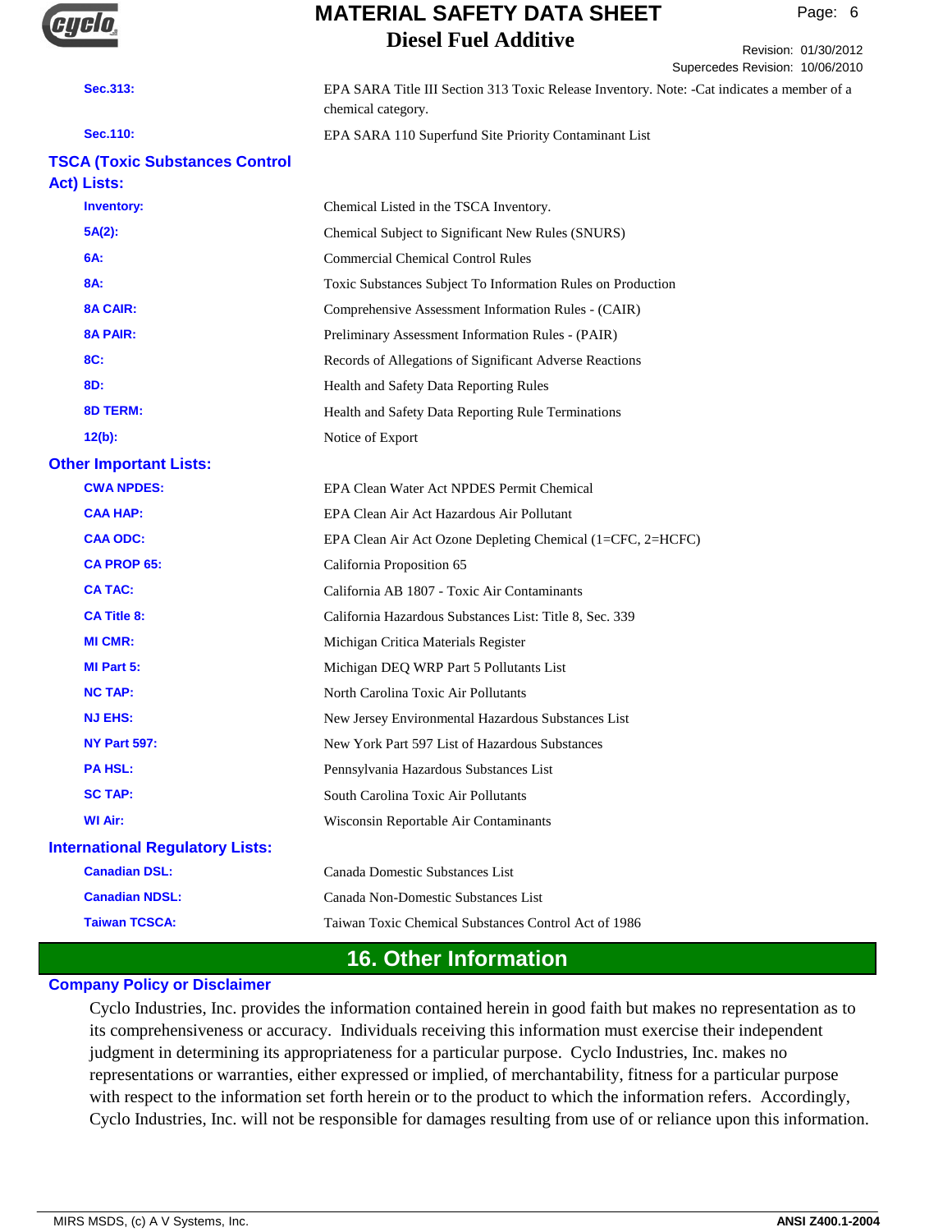**Sec.313:** EPA SARA Title III Section 313 Toxic Release Inventory. Note: -Cat indicates a member of a chemical category.

**Sec.110:** EPA SARA 110 Superfund Site Priority Contaminant List

### TSCA (Toxic Substances Control Act) Lists:

**Inventory:** Chemical Listed in the TSCA Inventory.

**5A(2):** Chemical Subject to Significant New Rules (SNURS)

**6A:** Commercial Chemical Control Rules

**8A:** Toxic Substances Subject To Information Rules on Production

**8A CAIR:** Comprehensive Assessment Information Rules - (CAIR)

**8A PAIR:** Preliminary Assessment Information Rules - (PAIR)

**8C:** Records of Allegations of Significant Adverse Reactions

**8D:** Health and Safety Data Reporting Rules

**8D TERM:** Health and Safety Data Reporting Rule Terminations

**12(b):** Notice of Export

### Other Important Lists:

**CWA NPDES:** EPA Clean Water Act NPDES Permit Chemical

**CAA HAP:** EPA Clean Air Act Hazardous Air Pollutant

**CAA ODC:** EPA Clean Air Act Ozone Depleting Chemical (1=CFC, 2=HCFC)

**CA PROP 65:** California Proposition 65

**CA TAC:** California AB 1807 - Toxic Air Contaminants

**CA Title 8:** California Hazardous Substances List: Title 8, Sec. 339

**MI CMR:** Michigan Critica Materials Register

**MI Part 5:** Michigan DEQ WRP Part 5 Pollutants List

**NC TAP:** North Carolina Toxic Air Pollutants

**NJ EHS:** New Jersey Environmental Hazardous Substances List

**NY Part 597:** New York Part 597 List of Hazardous Substances

**PA HSL:** Pennsylvania Hazardous Substances List

**SC TAP:** South Carolina Toxic Air Pollutants

**WI Air:** Wisconsin Reportable Air Contaminants

### International Regulatory Lists:

**Canadian DSL:** Canada Domestic Substances List

**Canadian NDSL:** Canada Non-Domestic Substances List

**Taiwan TCSCA:** Taiwan Toxic Chemical Substances Control Act of 1986

## 16. Other Information

### Company Policy or Disclaimer

Cyclo Industries, Inc. provides the information contained herein in good faith but makes no representation as to its comprehensiveness or accuracy. Individuals receiving this information must exercise their independent judgment in determining its appropriateness for a particular purpose. Cyclo Industries, Inc. makes no representations or warranties, either expressed or implied, of merchantability, fitness for a particular purpose with respect to the information set forth herein or to the product to which the information refers. Accordingly, Cyclo Industries, Inc. will not be responsible for damages resulting from use of or reliance upon this information.